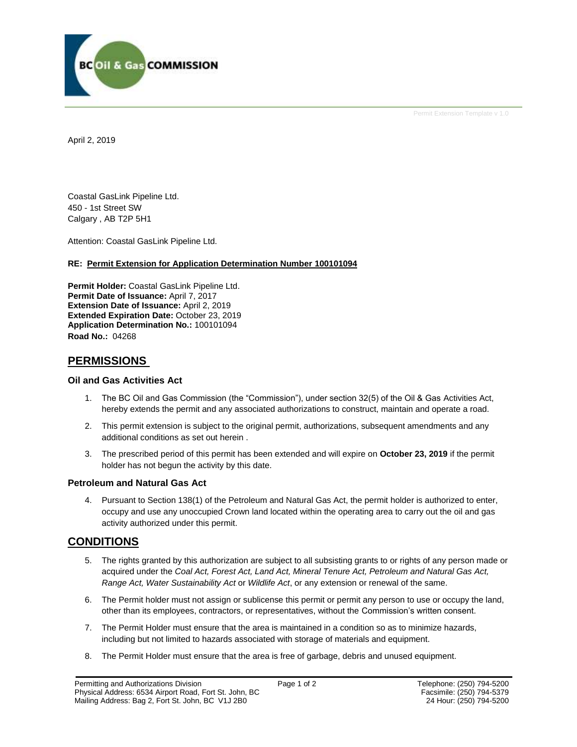BC Oil & Gas COMMISSION

Permit Extension Template v 1.0

April 2, 2019

Coastal GasLink Pipeline Ltd.
450 - 1st Street SW
Calgary , AB T2P 5H1

Attention: Coastal GasLink Pipeline Ltd.

**RE: Permit Extension for Application Determination Number 100101094**

**Permit Holder:** Coastal GasLink Pipeline Ltd.
**Permit Date of Issuance:** April 7, 2017
**Extension Date of Issuance:** April 2, 2019
**Extended Expiration Date:** October 23, 2019
**Application Determination No.:** 100101094
**Road No.:** 04268

## PERMISSIONS

### Oil and Gas Activities Act

1. The BC Oil and Gas Commission (the "Commission"), under section 32(5) of the Oil & Gas Activities Act, hereby extends the permit and any associated authorizations to construct, maintain and operate a road.
2. This permit extension is subject to the original permit, authorizations, subsequent amendments and any additional conditions as set out herein .
3. The prescribed period of this permit has been extended and will expire on **October 23, 2019** if the permit holder has not begun the activity by this date.

### Petroleum and Natural Gas Act

4. Pursuant to Section 138(1) of the Petroleum and Natural Gas Act, the permit holder is authorized to enter, occupy and use any unoccupied Crown land located within the operating area to carry out the oil and gas activity authorized under this permit.

## CONDITIONS

5. The rights granted by this authorization are subject to all subsisting grants to or rights of any person made or acquired under the *Coal Act, Forest Act, Land Act, Mineral Tenure Act, Petroleum and Natural Gas Act, Range Act, Water Sustainability Act* or *Wildlife Act*, or any extension or renewal of the same.
6. The Permit holder must not assign or sublicense this permit or permit any person to use or occupy the land, other than its employees, contractors, or representatives, without the Commission's written consent.
7. The Permit Holder must ensure that the area is maintained in a condition so as to minimize hazards, including but not limited to hazards associated with storage of materials and equipment.
8. The Permit Holder must ensure that the area is free of garbage, debris and unused equipment.

Permitting and Authorizations Division
Physical Address: 6534 Airport Road, Fort St. John, BC
Mailing Address: Bag 2, Fort St. John, BC V1J 2B0

Telephone: (250) 794-5200
Facsimile: (250) 794-5379
24 Hour: (250) 794-5200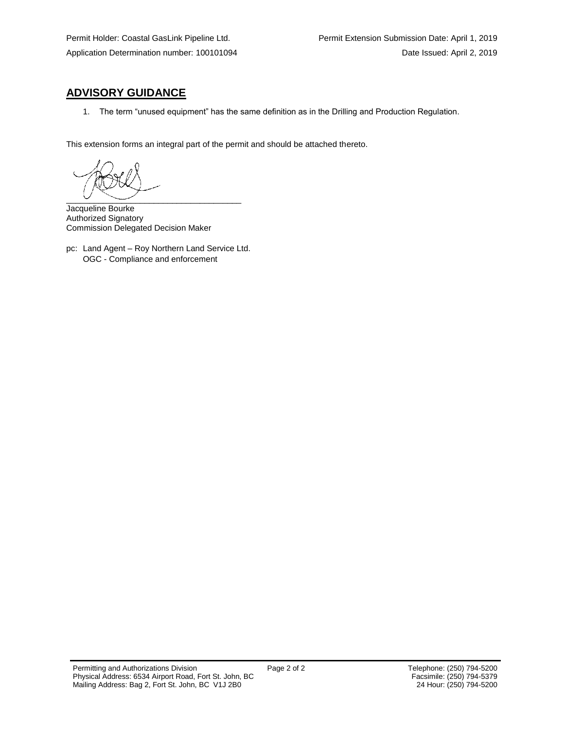Permit Holder: Coastal GasLink Pipeline Ltd.  
Application Determination number: 100101094

Permit Extension Submission Date: April 1, 2019  
Date Issued: April 2, 2019

## ADVISORY GUIDANCE

1. The term “unused equipment” has the same definition as in the Drilling and Production Regulation.

This extension forms an integral part of the permit and should be attached thereto.

\_\_\_\_\_\_\_\_\_\_\_\_\_\_\_\_\_\_\_\_\_\_\_\_\_\_\_\_\_\_\_\_\_\_\_\_\_\_

Jacqueline Bourke  
Authorized Signatory  
Commission Delegated Decision Maker

pc: Land Agent – Roy Northern Land Service Ltd.  
OGC - Compliance and enforcement

Permitting and Authorizations Division  
Physical Address: 6534 Airport Road, Fort St. John, BC  
Mailing Address: Bag 2, Fort St. John, BC V1J 2B0

Telephone: (250) 794-5200  
Facsimile: (250) 794-5379  
24 Hour: (250) 794-5200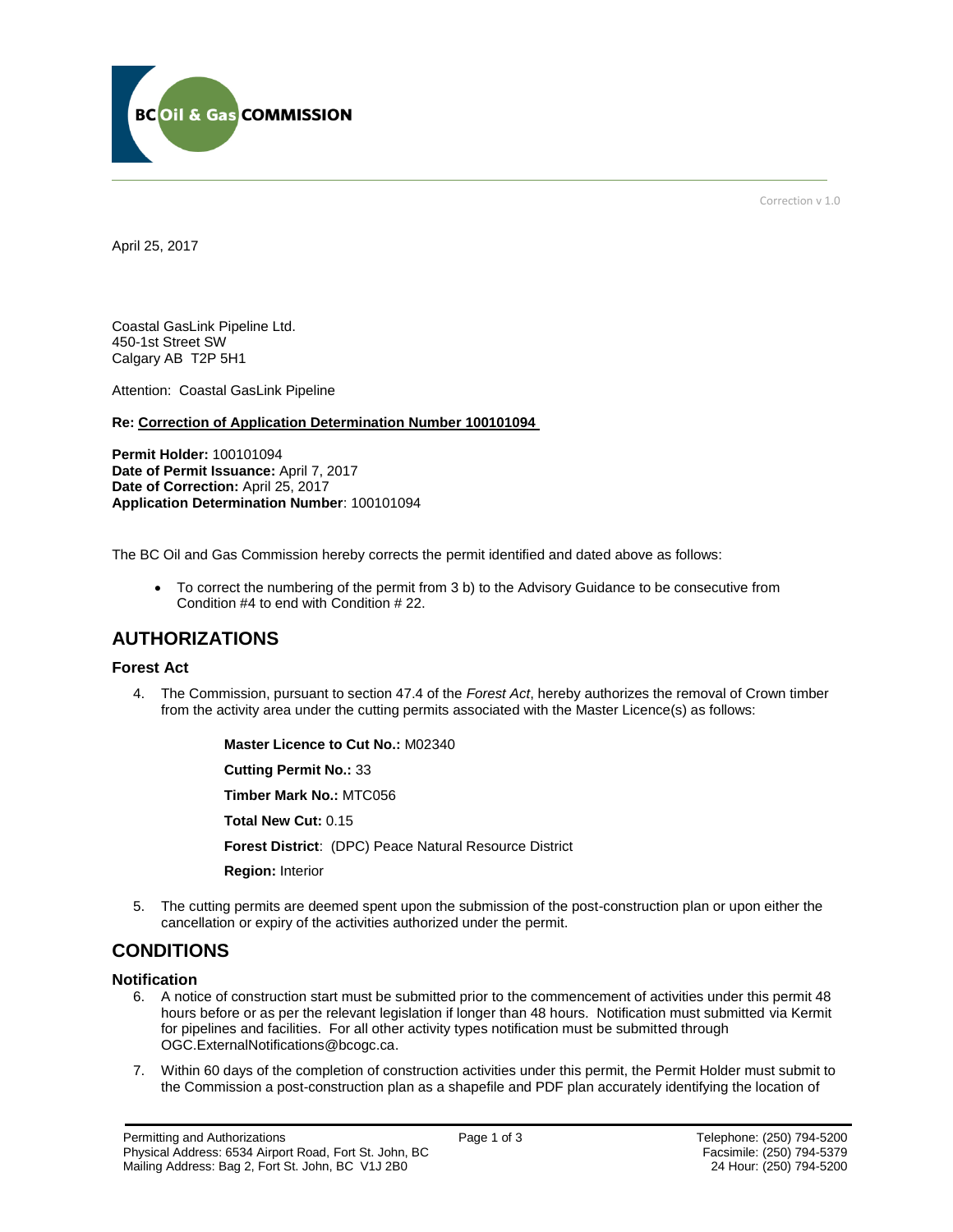Correction v 1.0

April 25, 2017

Coastal GasLink Pipeline Ltd.
450-1st Street SW
Calgary AB T2P 5H1

Attention: Coastal GasLink Pipeline

**Re: Correction of Application Determination Number 100101094**

**Permit Holder:** 100101094
**Date of Permit Issuance:** April 7, 2017
**Date of Correction:** April 25, 2017
**Application Determination Number**: 100101094

The BC Oil and Gas Commission hereby corrects the permit identified and dated above as follows:

- To correct the numbering of the permit from 3 b) to the Advisory Guidance to be consecutive from Condition #4 to end with Condition # 22.

## AUTHORIZATIONS

### Forest Act

4. The Commission, pursuant to section 47.4 of the *Forest Act*, hereby authorizes the removal of Crown timber from the activity area under the cutting permits associated with the Master Licence(s) as follows:

   **Master Licence to Cut No.:** M02340

   **Cutting Permit No.:** 33

   **Timber Mark No.:** MTC056

   **Total New Cut:** 0.15

   **Forest District**: (DPC) Peace Natural Resource District

   **Region:** Interior

5. The cutting permits are deemed spent upon the submission of the post-construction plan or upon either the cancellation or expiry of the activities authorized under the permit.

## CONDITIONS

### Notification

6. A notice of construction start must be submitted prior to the commencement of activities under this permit 48 hours before or as per the relevant legislation if longer than 48 hours. Notification must submitted via Kermit for pipelines and facilities. For all other activity types notification must be submitted through OGC.ExternalNotifications@bcogc.ca.

7. Within 60 days of the completion of construction activities under this permit, the Permit Holder must submit to the Commission a post-construction plan as a shapefile and PDF plan accurately identifying the location of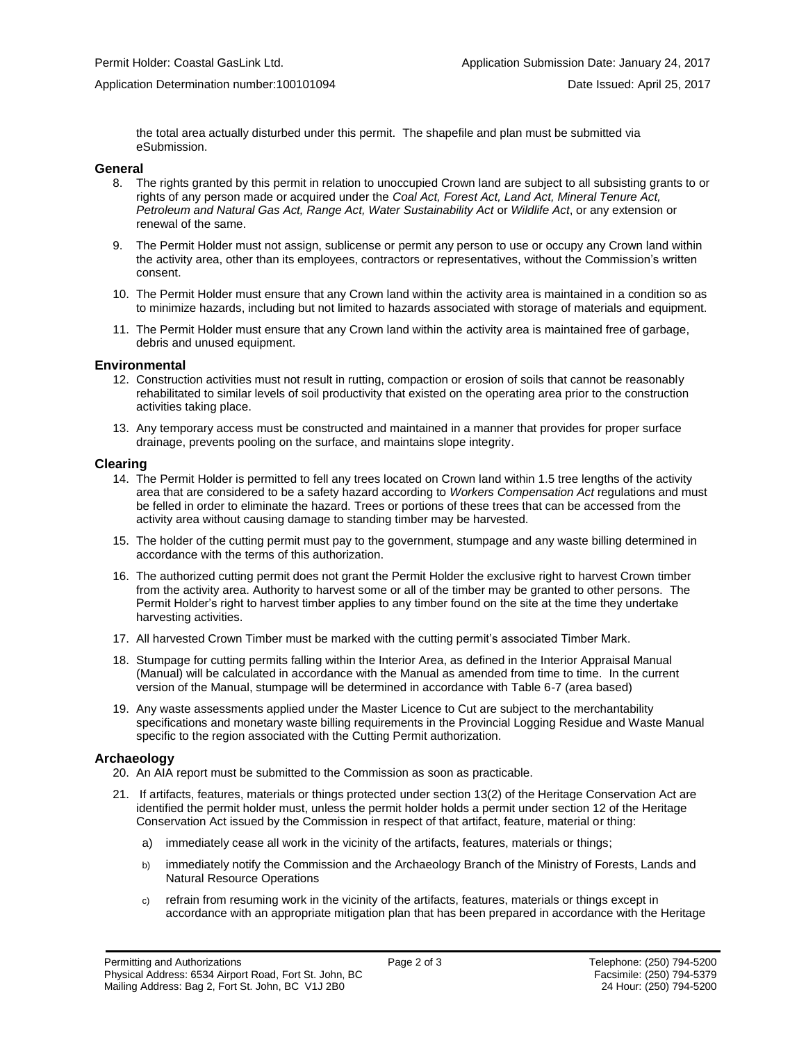the total area actually disturbed under this permit. The shapefile and plan must be submitted via eSubmission.

### General

8. The rights granted by this permit in relation to unoccupied Crown land are subject to all subsisting grants to or rights of any person made or acquired under the *Coal Act, Forest Act, Land Act, Mineral Tenure Act, Petroleum and Natural Gas Act, Range Act, Water Sustainability Act* or *Wildlife Act*, or any extension or renewal of the same.

9. The Permit Holder must not assign, sublicense or permit any person to use or occupy any Crown land within the activity area, other than its employees, contractors or representatives, without the Commission's written consent.

10. The Permit Holder must ensure that any Crown land within the activity area is maintained in a condition so as to minimize hazards, including but not limited to hazards associated with storage of materials and equipment.

11. The Permit Holder must ensure that any Crown land within the activity area is maintained free of garbage, debris and unused equipment.

### Environmental

12. Construction activities must not result in rutting, compaction or erosion of soils that cannot be reasonably rehabilitated to similar levels of soil productivity that existed on the operating area prior to the construction activities taking place.

13. Any temporary access must be constructed and maintained in a manner that provides for proper surface drainage, prevents pooling on the surface, and maintains slope integrity.

### Clearing

14. The Permit Holder is permitted to fell any trees located on Crown land within 1.5 tree lengths of the activity area that are considered to be a safety hazard according to *Workers Compensation Act* regulations and must be felled in order to eliminate the hazard. Trees or portions of these trees that can be accessed from the activity area without causing damage to standing timber may be harvested.

15. The holder of the cutting permit must pay to the government, stumpage and any waste billing determined in accordance with the terms of this authorization.

16. The authorized cutting permit does not grant the Permit Holder the exclusive right to harvest Crown timber from the activity area. Authority to harvest some or all of the timber may be granted to other persons. The Permit Holder's right to harvest timber applies to any timber found on the site at the time they undertake harvesting activities.

17. All harvested Crown Timber must be marked with the cutting permit's associated Timber Mark.

18. Stumpage for cutting permits falling within the Interior Area, as defined in the Interior Appraisal Manual (Manual) will be calculated in accordance with the Manual as amended from time to time. In the current version of the Manual, stumpage will be determined in accordance with Table 6-7 (area based)

19. Any waste assessments applied under the Master Licence to Cut are subject to the merchantability specifications and monetary waste billing requirements in the Provincial Logging Residue and Waste Manual specific to the region associated with the Cutting Permit authorization.

### Archaeology

20. An AIA report must be submitted to the Commission as soon as practicable.

21. If artifacts, features, materials or things protected under section 13(2) of the Heritage Conservation Act are identified the permit holder must, unless the permit holder holds a permit under section 12 of the Heritage Conservation Act issued by the Commission in respect of that artifact, feature, material or thing:

    a) immediately cease all work in the vicinity of the artifacts, features, materials or things;

    b) immediately notify the Commission and the Archaeology Branch of the Ministry of Forests, Lands and Natural Resource Operations

    c) refrain from resuming work in the vicinity of the artifacts, features, materials or things except in accordance with an appropriate mitigation plan that has been prepared in accordance with the Heritage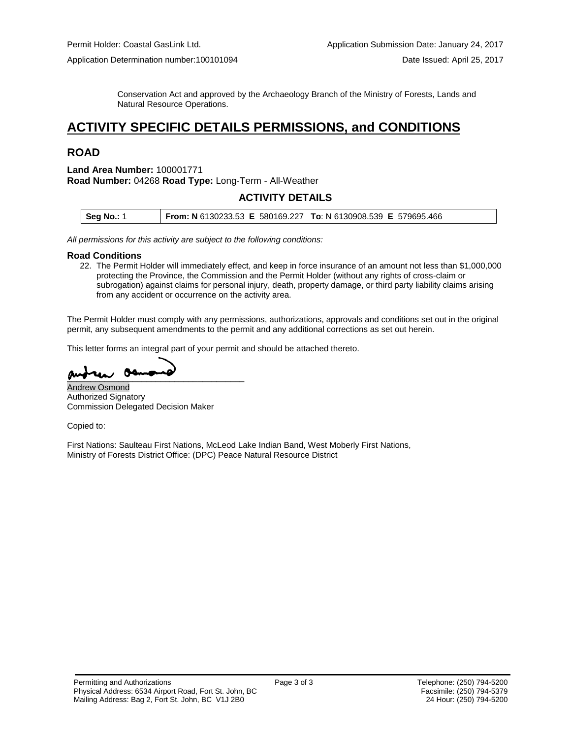Conservation Act and approved by the Archaeology Branch of the Ministry of Forests, Lands and Natural Resource Operations.

# ACTIVITY SPECIFIC DETAILS PERMISSIONS, and CONDITIONS

## ROAD

**Land Area Number:** 100001771
**Road Number:** 04268 **Road Type:** Long-Term - All-Weather

### ACTIVITY DETAILS

| **Seg No.:** 1 | **From: N** 6130233.53 **E** 580169.227 **To**: N 6130908.539 **E** 579695.466 |
|---|---|

*All permissions for this activity are subject to the following conditions:*

**Road Conditions**

22. The Permit Holder will immediately effect, and keep in force insurance of an amount not less than $1,000,000 protecting the Province, the Commission and the Permit Holder (without any rights of cross-claim or subrogation) against claims for personal injury, death, property damage, or third party liability claims arising from any accident or occurrence on the activity area.

The Permit Holder must comply with any permissions, authorizations, approvals and conditions set out in the original permit, any subsequent amendments to the permit and any additional corrections as set out herein.

This letter forms an integral part of your permit and should be attached thereto.

Andrew Osmond
Authorized Signatory
Commission Delegated Decision Maker

Copied to:

First Nations: Saulteau First Nations, McLeod Lake Indian Band, West Moberly First Nations,
Ministry of Forests District Office: (DPC) Peace Natural Resource District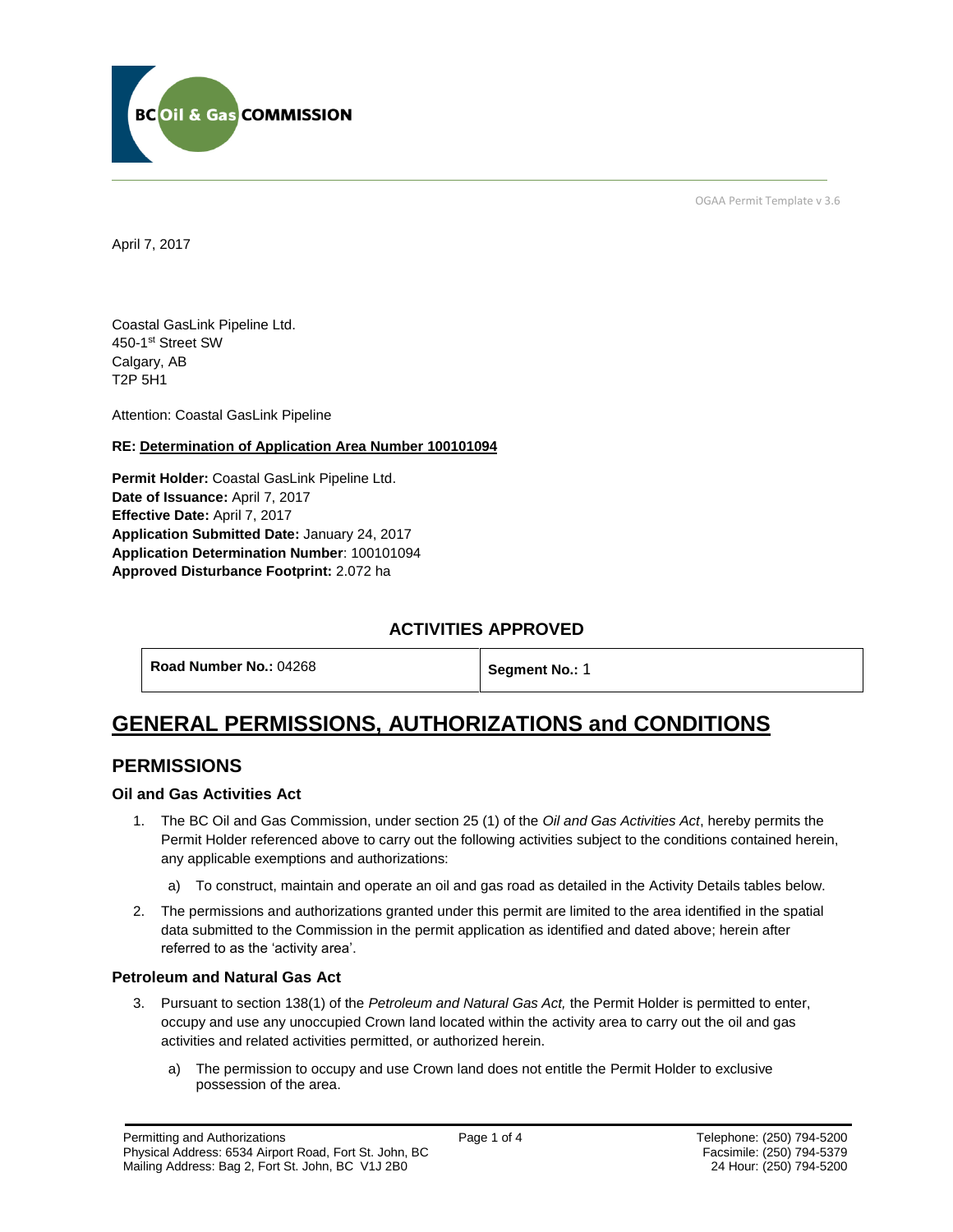BC Oil & Gas COMMISSION

OGAA Permit Template v 3.6

April 7, 2017

Coastal GasLink Pipeline Ltd.
450-1st Street SW
Calgary, AB
T2P 5H1

Attention: Coastal GasLink Pipeline

**RE: Determination of Application Area Number 100101094**

**Permit Holder:** Coastal GasLink Pipeline Ltd.
**Date of Issuance:** April 7, 2017
**Effective Date:** April 7, 2017
**Application Submitted Date:** January 24, 2017
**Application Determination Number**: 100101094
**Approved Disturbance Footprint:** 2.072 ha

### ACTIVITIES APPROVED

| **Road Number No.:** 04268 | **Segment No.:** 1 |
|---|---|

# GENERAL PERMISSIONS, AUTHORIZATIONS and CONDITIONS

## PERMISSIONS

### Oil and Gas Activities Act

1. The BC Oil and Gas Commission, under section 25 (1) of the *Oil and Gas Activities Act*, hereby permits the Permit Holder referenced above to carry out the following activities subject to the conditions contained herein, any applicable exemptions and authorizations:
   a) To construct, maintain and operate an oil and gas road as detailed in the Activity Details tables below.
2. The permissions and authorizations granted under this permit are limited to the area identified in the spatial data submitted to the Commission in the permit application as identified and dated above; herein after referred to as the 'activity area'.

### Petroleum and Natural Gas Act

3. Pursuant to section 138(1) of the *Petroleum and Natural Gas Act,* the Permit Holder is permitted to enter, occupy and use any unoccupied Crown land located within the activity area to carry out the oil and gas activities and related activities permitted, or authorized herein.
   a) The permission to occupy and use Crown land does not entitle the Permit Holder to exclusive possession of the area.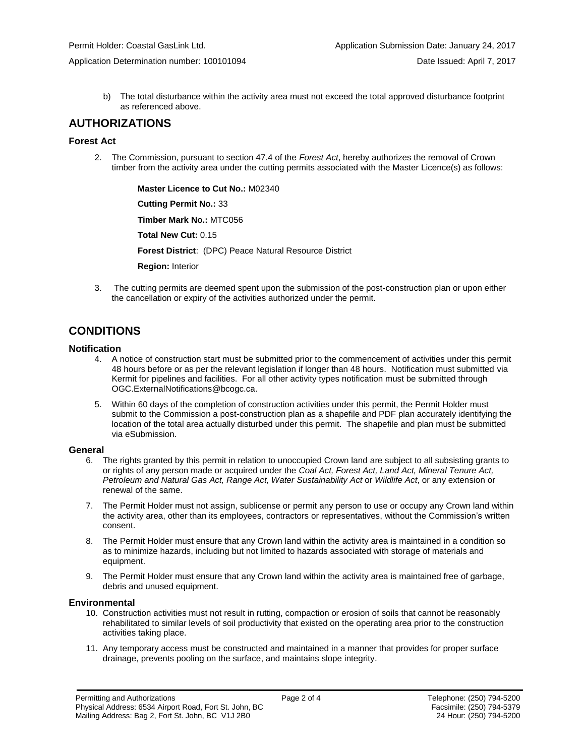Permit Holder: Coastal GasLink Ltd.

Application Submission Date: January 24, 2017

Application Determination number: 100101094

Date Issued: April 7, 2017

b) The total disturbance within the activity area must not exceed the total approved disturbance footprint as referenced above.

## AUTHORIZATIONS

### Forest Act

2. The Commission, pursuant to section 47.4 of the *Forest Act*, hereby authorizes the removal of Crown timber from the activity area under the cutting permits associated with the Master Licence(s) as follows:

   **Master Licence to Cut No.:** M02340

   **Cutting Permit No.:** 33

   **Timber Mark No.:** MTC056

   **Total New Cut:** 0.15

   **Forest District**: (DPC) Peace Natural Resource District

   **Region:** Interior

3. The cutting permits are deemed spent upon the submission of the post-construction plan or upon either the cancellation or expiry of the activities authorized under the permit.

## CONDITIONS

### Notification

4. A notice of construction start must be submitted prior to the commencement of activities under this permit 48 hours before or as per the relevant legislation if longer than 48 hours. Notification must submitted via Kermit for pipelines and facilities. For all other activity types notification must be submitted through OGC.ExternalNotifications@bcogc.ca.

5. Within 60 days of the completion of construction activities under this permit, the Permit Holder must submit to the Commission a post-construction plan as a shapefile and PDF plan accurately identifying the location of the total area actually disturbed under this permit. The shapefile and plan must be submitted via eSubmission.

### General

6. The rights granted by this permit in relation to unoccupied Crown land are subject to all subsisting grants to or rights of any person made or acquired under the *Coal Act, Forest Act, Land Act, Mineral Tenure Act, Petroleum and Natural Gas Act, Range Act, Water Sustainability Act* or *Wildlife Act*, or any extension or renewal of the same.

7. The Permit Holder must not assign, sublicense or permit any person to use or occupy any Crown land within the activity area, other than its employees, contractors or representatives, without the Commission's written consent.

8. The Permit Holder must ensure that any Crown land within the activity area is maintained in a condition so as to minimize hazards, including but not limited to hazards associated with storage of materials and equipment.

9. The Permit Holder must ensure that any Crown land within the activity area is maintained free of garbage, debris and unused equipment.

### Environmental

10. Construction activities must not result in rutting, compaction or erosion of soils that cannot be reasonably rehabilitated to similar levels of soil productivity that existed on the operating area prior to the construction activities taking place.

11. Any temporary access must be constructed and maintained in a manner that provides for proper surface drainage, prevents pooling on the surface, and maintains slope integrity.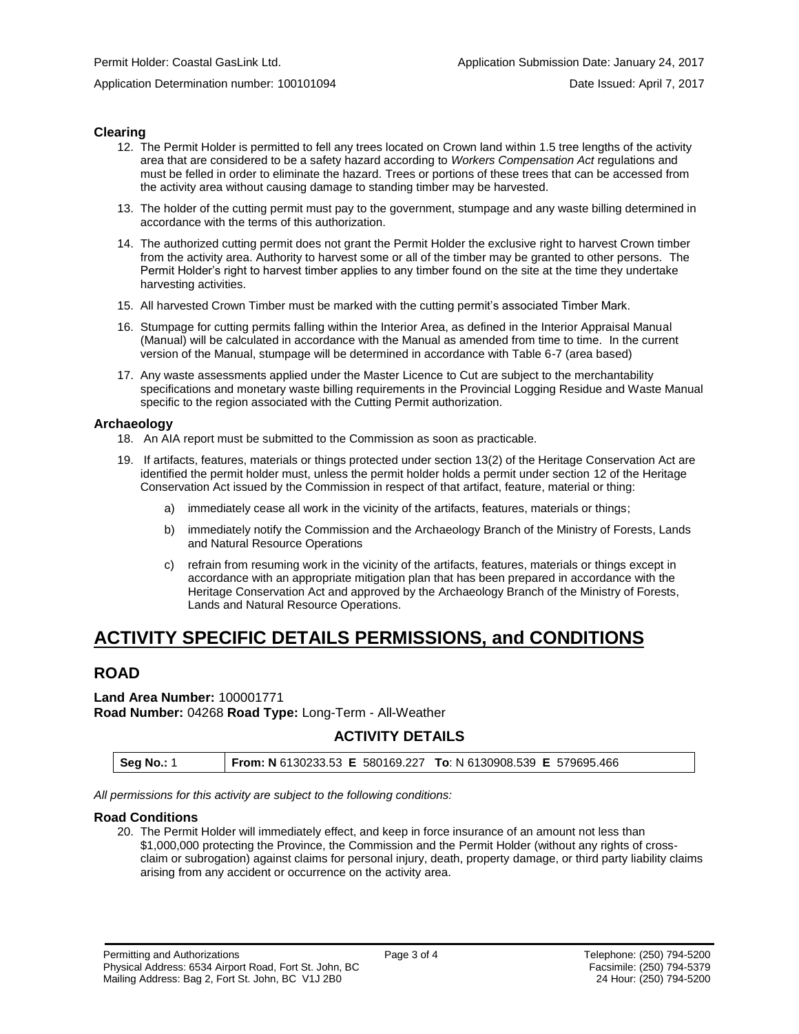### Clearing

12. The Permit Holder is permitted to fell any trees located on Crown land within 1.5 tree lengths of the activity area that are considered to be a safety hazard according to *Workers Compensation Act* regulations and must be felled in order to eliminate the hazard. Trees or portions of these trees that can be accessed from the activity area without causing damage to standing timber may be harvested.
13. The holder of the cutting permit must pay to the government, stumpage and any waste billing determined in accordance with the terms of this authorization.
14. The authorized cutting permit does not grant the Permit Holder the exclusive right to harvest Crown timber from the activity area. Authority to harvest some or all of the timber may be granted to other persons. The Permit Holder's right to harvest timber applies to any timber found on the site at the time they undertake harvesting activities.
15. All harvested Crown Timber must be marked with the cutting permit's associated Timber Mark.
16. Stumpage for cutting permits falling within the Interior Area, as defined in the Interior Appraisal Manual (Manual) will be calculated in accordance with the Manual as amended from time to time. In the current version of the Manual, stumpage will be determined in accordance with Table 6-7 (area based)
17. Any waste assessments applied under the Master Licence to Cut are subject to the merchantability specifications and monetary waste billing requirements in the Provincial Logging Residue and Waste Manual specific to the region associated with the Cutting Permit authorization.

### Archaeology

18. An AIA report must be submitted to the Commission as soon as practicable.
19. If artifacts, features, materials or things protected under section 13(2) of the Heritage Conservation Act are identified the permit holder must, unless the permit holder holds a permit under section 12 of the Heritage Conservation Act issued by the Commission in respect of that artifact, feature, material or thing:
    a) immediately cease all work in the vicinity of the artifacts, features, materials or things;
    b) immediately notify the Commission and the Archaeology Branch of the Ministry of Forests, Lands and Natural Resource Operations
    c) refrain from resuming work in the vicinity of the artifacts, features, materials or things except in accordance with an appropriate mitigation plan that has been prepared in accordance with the Heritage Conservation Act and approved by the Archaeology Branch of the Ministry of Forests, Lands and Natural Resource Operations.

# ACTIVITY SPECIFIC DETAILS PERMISSIONS, and CONDITIONS

## ROAD

**Land Area Number:** 100001771
**Road Number:** 04268 **Road Type:** Long-Term - All-Weather

### ACTIVITY DETAILS

| Seg No.: 1 | From: N 6130233.53 E 580169.227 To: N 6130908.539 E 579695.466 |
|---|---|

*All permissions for this activity are subject to the following conditions:*

### Road Conditions

20. The Permit Holder will immediately effect, and keep in force insurance of an amount not less than $1,000,000 protecting the Province, the Commission and the Permit Holder (without any rights of cross-claim or subrogation) against claims for personal injury, death, property damage, or third party liability claims arising from any accident or occurrence on the activity area.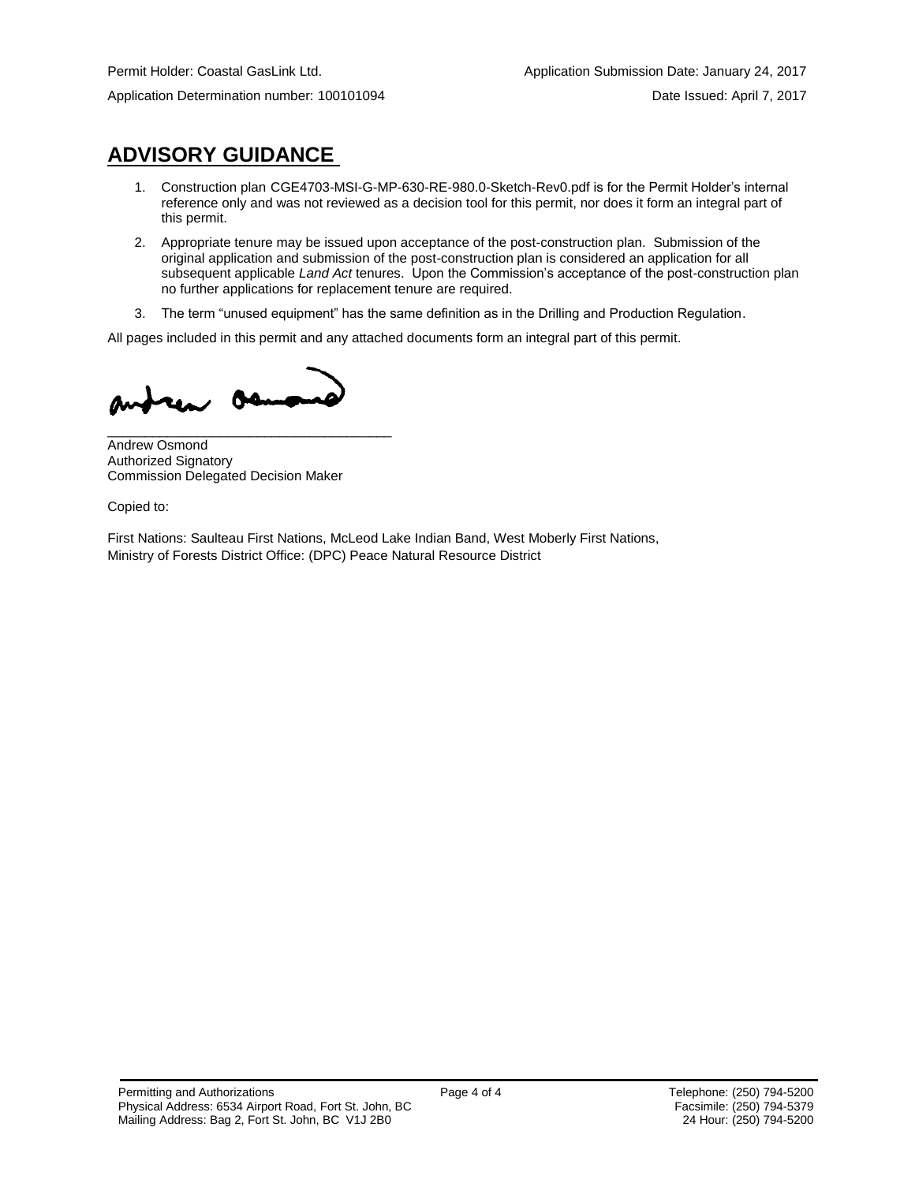Permit Holder: Coastal GasLink Ltd.

Application Submission Date: January 24, 2017

Application Determination number: 100101094

Date Issued: April 7, 2017

## ADVISORY GUIDANCE

1. Construction plan CGE4703-MSI-G-MP-630-RE-980.0-Sketch-Rev0.pdf is for the Permit Holder's internal reference only and was not reviewed as a decision tool for this permit, nor does it form an integral part of this permit.
2. Appropriate tenure may be issued upon acceptance of the post-construction plan. Submission of the original application and submission of the post-construction plan is considered an application for all subsequent applicable *Land Act* tenures. Upon the Commission's acceptance of the post-construction plan no further applications for replacement tenure are required.
3. The term "unused equipment" has the same definition as in the Drilling and Production Regulation.

All pages included in this permit and any attached documents form an integral part of this permit.

\_\_\_\_\_\_\_\_\_\_\_\_\_\_\_\_\_\_\_\_\_\_\_\_\_\_\_\_\_\_\_\_\_\_\_\_\_\_

Andrew Osmond
Authorized Signatory
Commission Delegated Decision Maker

Copied to:

First Nations: Saulteau First Nations, McLeod Lake Indian Band, West Moberly First Nations,
Ministry of Forests District Office: (DPC) Peace Natural Resource District

Permitting and Authorizations
Physical Address: 6534 Airport Road, Fort St. John, BC
Mailing Address: Bag 2, Fort St. John, BC V1J 2B0

Telephone: (250) 794-5200
Facsimile: (250) 794-5379
24 Hour: (250) 794-5200